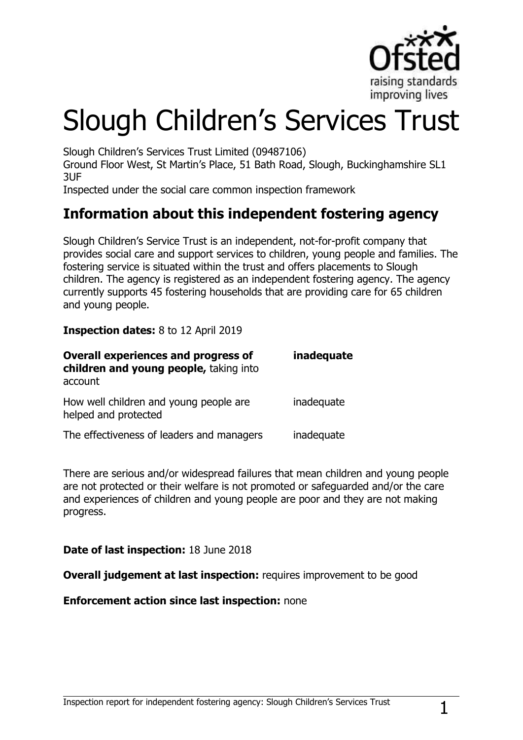# Slough Children's Services Trust

Slough Children's Services Trust Limited (09487106)
Ground Floor West, St Martin's Place, 51 Bath Road, Slough, Buckinghamshire SL1 3UF
Inspected under the social care common inspection framework

## Information about this independent fostering agency

Slough Children's Service Trust is an independent, not-for-profit company that provides social care and support services to children, young people and families. The fostering service is situated within the trust and offers placements to Slough children. The agency is registered as an independent fostering agency. The agency currently supports 45 fostering households that are providing care for 65 children and young people.

**Inspection dates:** 8 to 12 April 2019

| | |
|---|---|
| **Overall experiences and progress of children and young people,** taking into account | **inadequate** |
| How well children and young people are helped and protected | inadequate |
| The effectiveness of leaders and managers | inadequate |

There are serious and/or widespread failures that mean children and young people are not protected or their welfare is not promoted or safeguarded and/or the care and experiences of children and young people are poor and they are not making progress.

**Date of last inspection:** 18 June 2018

**Overall judgement at last inspection:** requires improvement to be good

**Enforcement action since last inspection:** none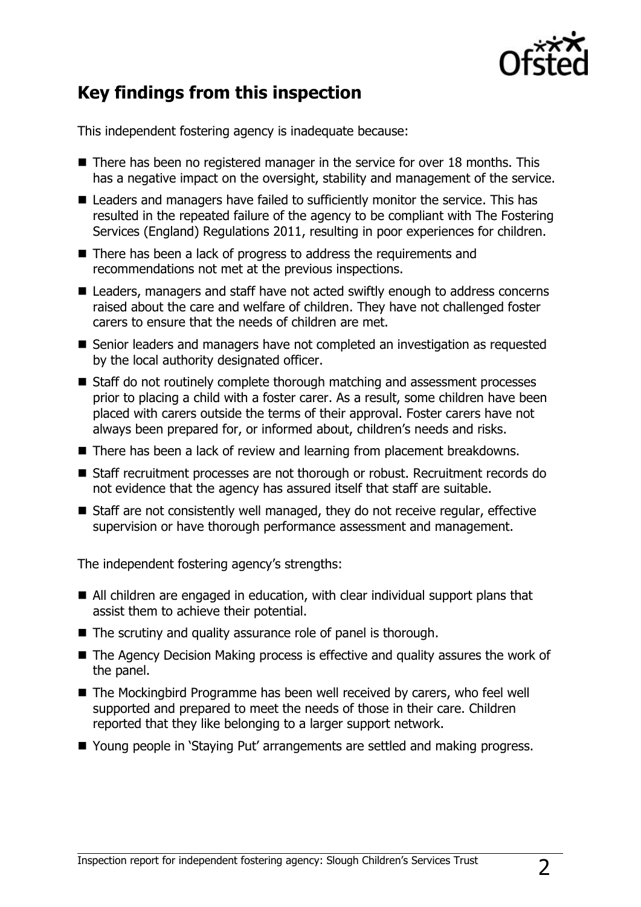## Key findings from this inspection

This independent fostering agency is inadequate because:

- There has been no registered manager in the service for over 18 months. This has a negative impact on the oversight, stability and management of the service.
- Leaders and managers have failed to sufficiently monitor the service. This has resulted in the repeated failure of the agency to be compliant with The Fostering Services (England) Regulations 2011, resulting in poor experiences for children.
- There has been a lack of progress to address the requirements and recommendations not met at the previous inspections.
- Leaders, managers and staff have not acted swiftly enough to address concerns raised about the care and welfare of children. They have not challenged foster carers to ensure that the needs of children are met.
- Senior leaders and managers have not completed an investigation as requested by the local authority designated officer.
- Staff do not routinely complete thorough matching and assessment processes prior to placing a child with a foster carer. As a result, some children have been placed with carers outside the terms of their approval. Foster carers have not always been prepared for, or informed about, children's needs and risks.
- There has been a lack of review and learning from placement breakdowns.
- Staff recruitment processes are not thorough or robust. Recruitment records do not evidence that the agency has assured itself that staff are suitable.
- Staff are not consistently well managed, they do not receive regular, effective supervision or have thorough performance assessment and management.

The independent fostering agency's strengths:

- All children are engaged in education, with clear individual support plans that assist them to achieve their potential.
- The scrutiny and quality assurance role of panel is thorough.
- The Agency Decision Making process is effective and quality assures the work of the panel.
- The Mockingbird Programme has been well received by carers, who feel well supported and prepared to meet the needs of those in their care. Children reported that they like belonging to a larger support network.
- Young people in 'Staying Put' arrangements are settled and making progress.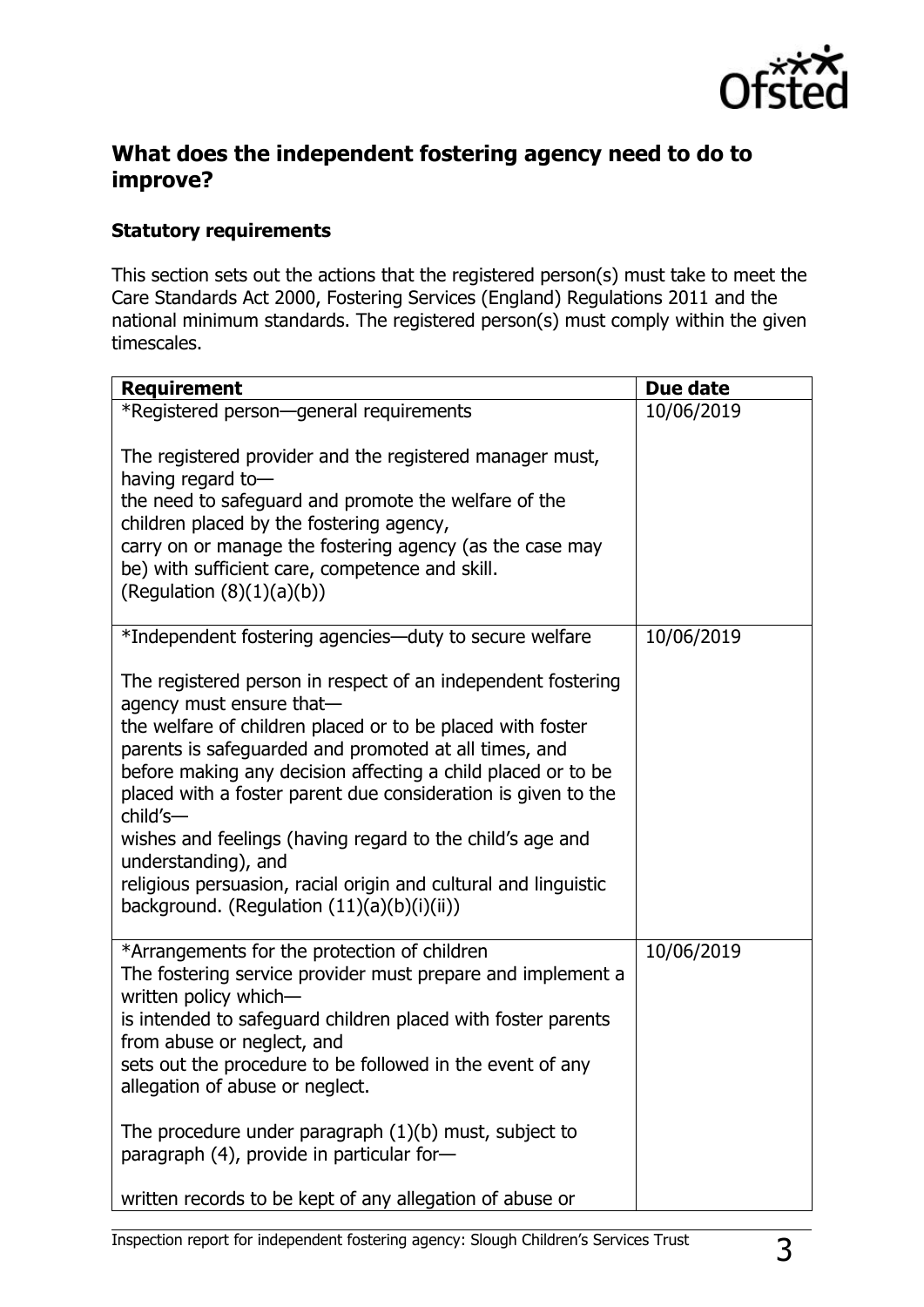## What does the independent fostering agency need to do to improve?

### Statutory requirements

This section sets out the actions that the registered person(s) must take to meet the Care Standards Act 2000, Fostering Services (England) Regulations 2011 and the national minimum standards. The registered person(s) must comply within the given timescales.

| Requirement | Due date |
|---|---|
| *Registered person—general requirements<br><br>The registered provider and the registered manager must, having regard to—<br>the need to safeguard and promote the welfare of the children placed by the fostering agency,<br>carry on or manage the fostering agency (as the case may be) with sufficient care, competence and skill.<br>(Regulation (8)(1)(a)(b)) | 10/06/2019 |
| *Independent fostering agencies—duty to secure welfare<br><br>The registered person in respect of an independent fostering agency must ensure that—<br>the welfare of children placed or to be placed with foster parents is safeguarded and promoted at all times, and<br>before making any decision affecting a child placed or to be placed with a foster parent due consideration is given to the child's—<br>wishes and feelings (having regard to the child's age and understanding), and<br>religious persuasion, racial origin and cultural and linguistic background. (Regulation (11)(a)(b)(i)(ii)) | 10/06/2019 |
| *Arrangements for the protection of children<br>The fostering service provider must prepare and implement a written policy which—<br>is intended to safeguard children placed with foster parents from abuse or neglect, and<br>sets out the procedure to be followed in the event of any allegation of abuse or neglect.<br><br>The procedure under paragraph (1)(b) must, subject to paragraph (4), provide in particular for—<br><br>written records to be kept of any allegation of abuse or | 10/06/2019 |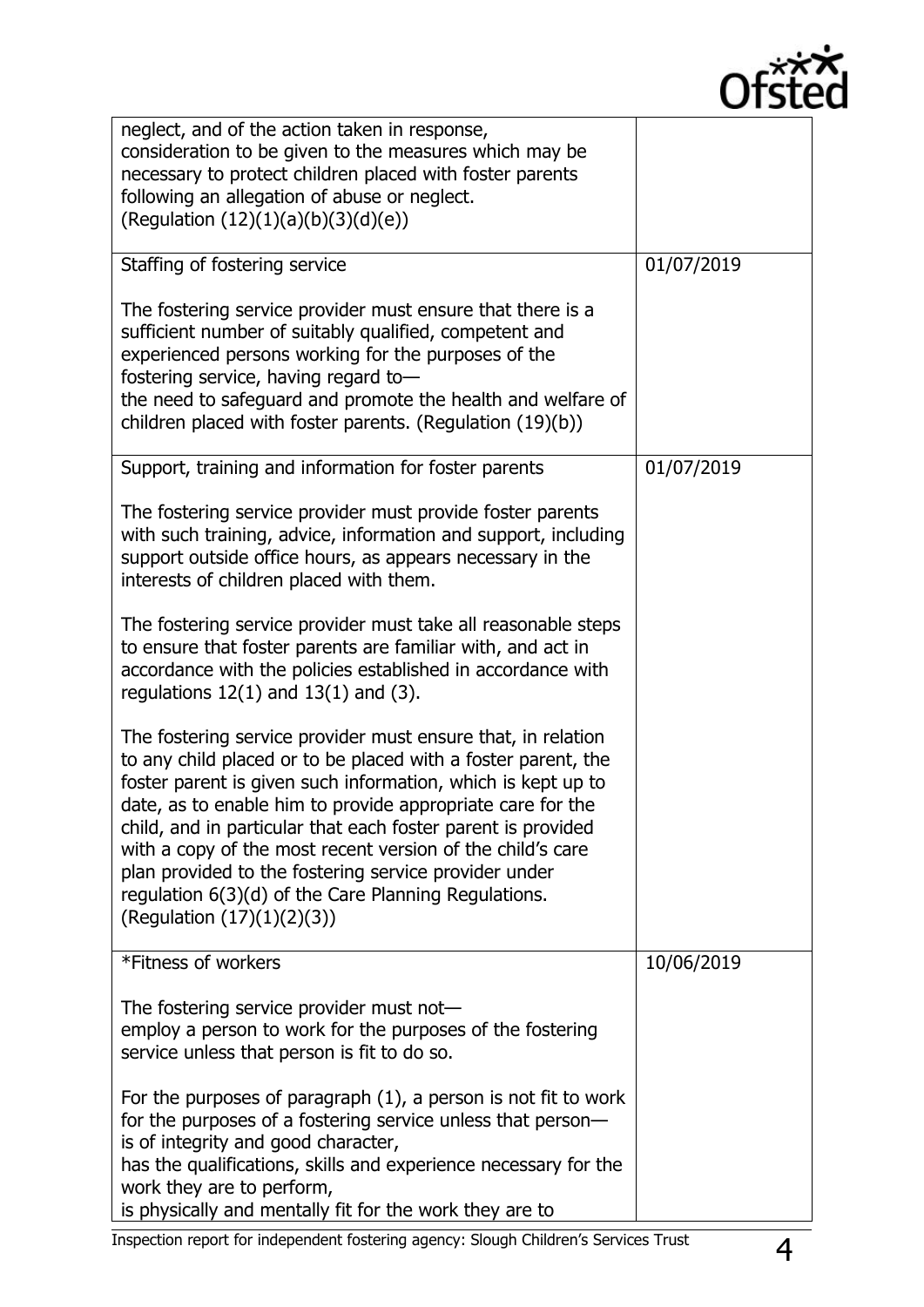| | |
|---|---|
| neglect, and of the action taken in response, consideration to be given to the measures which may be necessary to protect children placed with foster parents following an allegation of abuse or neglect. (Regulation (12)(1)(a)(b)(3)(d)(e)) | |
| Staffing of fostering service<br><br>The fostering service provider must ensure that there is a sufficient number of suitably qualified, competent and experienced persons working for the purposes of the fostering service, having regard to—<br>the need to safeguard and promote the health and welfare of children placed with foster parents. (Regulation (19)(b)) | 01/07/2019 |
| Support, training and information for foster parents<br><br>The fostering service provider must provide foster parents with such training, advice, information and support, including support outside office hours, as appears necessary in the interests of children placed with them.<br><br>The fostering service provider must take all reasonable steps to ensure that foster parents are familiar with, and act in accordance with the policies established in accordance with regulations 12(1) and 13(1) and (3).<br><br>The fostering service provider must ensure that, in relation to any child placed or to be placed with a foster parent, the foster parent is given such information, which is kept up to date, as to enable him to provide appropriate care for the child, and in particular that each foster parent is provided with a copy of the most recent version of the child's care plan provided to the fostering service provider under regulation 6(3)(d) of the Care Planning Regulations. (Regulation (17)(1)(2)(3)) | 01/07/2019 |
| *Fitness of workers<br><br>The fostering service provider must not—<br>employ a person to work for the purposes of the fostering service unless that person is fit to do so.<br><br>For the purposes of paragraph (1), a person is not fit to work for the purposes of a fostering service unless that person—<br>is of integrity and good character,<br>has the qualifications, skills and experience necessary for the work they are to perform,<br>is physically and mentally fit for the work they are to | 10/06/2019 |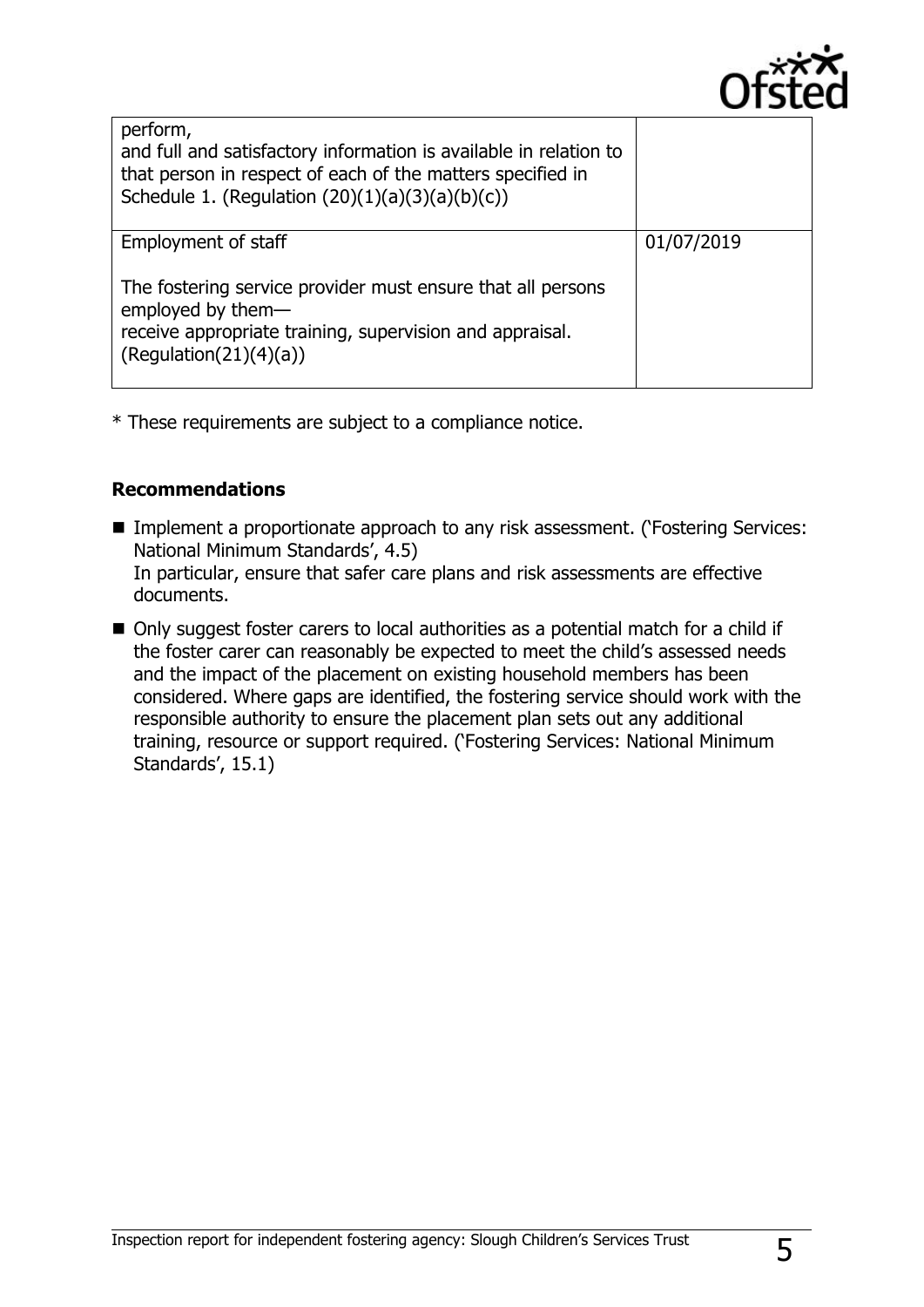| | |
|---|---|
| perform,<br>and full and satisfactory information is available in relation to that person in respect of each of the matters specified in Schedule 1. (Regulation (20)(1)(a)(3)(a)(b)(c)) | |
| Employment of staff<br><br>The fostering service provider must ensure that all persons employed by them—<br>receive appropriate training, supervision and appraisal. (Regulation(21)(4)(a)) | 01/07/2019 |

* These requirements are subject to a compliance notice.

### Recommendations

- Implement a proportionate approach to any risk assessment. ('Fostering Services: National Minimum Standards', 4.5)
  In particular, ensure that safer care plans and risk assessments are effective documents.
- Only suggest foster carers to local authorities as a potential match for a child if the foster carer can reasonably be expected to meet the child's assessed needs and the impact of the placement on existing household members has been considered. Where gaps are identified, the fostering service should work with the responsible authority to ensure the placement plan sets out any additional training, resource or support required. ('Fostering Services: National Minimum Standards', 15.1)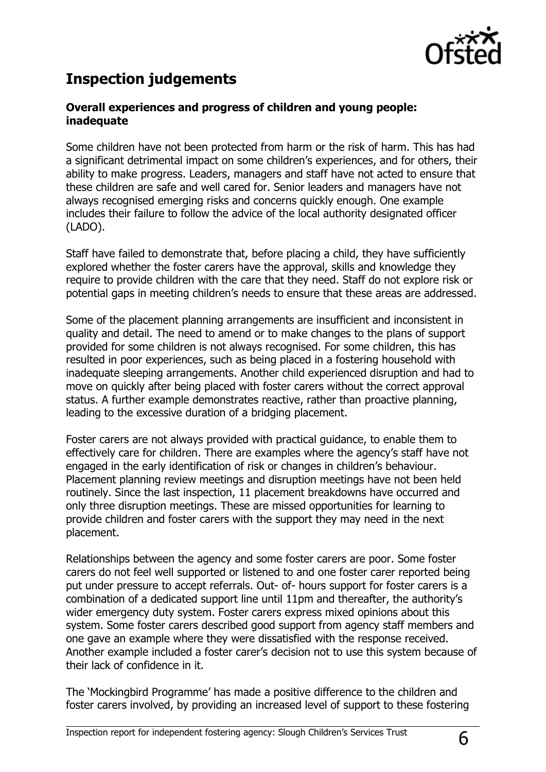## Inspection judgements

**Overall experiences and progress of children and young people: inadequate**

Some children have not been protected from harm or the risk of harm. This has had a significant detrimental impact on some children's experiences, and for others, their ability to make progress. Leaders, managers and staff have not acted to ensure that these children are safe and well cared for. Senior leaders and managers have not always recognised emerging risks and concerns quickly enough. One example includes their failure to follow the advice of the local authority designated officer (LADO).

Staff have failed to demonstrate that, before placing a child, they have sufficiently explored whether the foster carers have the approval, skills and knowledge they require to provide children with the care that they need. Staff do not explore risk or potential gaps in meeting children's needs to ensure that these areas are addressed.

Some of the placement planning arrangements are insufficient and inconsistent in quality and detail. The need to amend or to make changes to the plans of support provided for some children is not always recognised. For some children, this has resulted in poor experiences, such as being placed in a fostering household with inadequate sleeping arrangements. Another child experienced disruption and had to move on quickly after being placed with foster carers without the correct approval status. A further example demonstrates reactive, rather than proactive planning, leading to the excessive duration of a bridging placement.

Foster carers are not always provided with practical guidance, to enable them to effectively care for children. There are examples where the agency's staff have not engaged in the early identification of risk or changes in children's behaviour. Placement planning review meetings and disruption meetings have not been held routinely. Since the last inspection, 11 placement breakdowns have occurred and only three disruption meetings. These are missed opportunities for learning to provide children and foster carers with the support they may need in the next placement.

Relationships between the agency and some foster carers are poor. Some foster carers do not feel well supported or listened to and one foster carer reported being put under pressure to accept referrals. Out- of- hours support for foster carers is a combination of a dedicated support line until 11pm and thereafter, the authority's wider emergency duty system. Foster carers express mixed opinions about this system. Some foster carers described good support from agency staff members and one gave an example where they were dissatisfied with the response received. Another example included a foster carer's decision not to use this system because of their lack of confidence in it.

The 'Mockingbird Programme' has made a positive difference to the children and foster carers involved, by providing an increased level of support to these fostering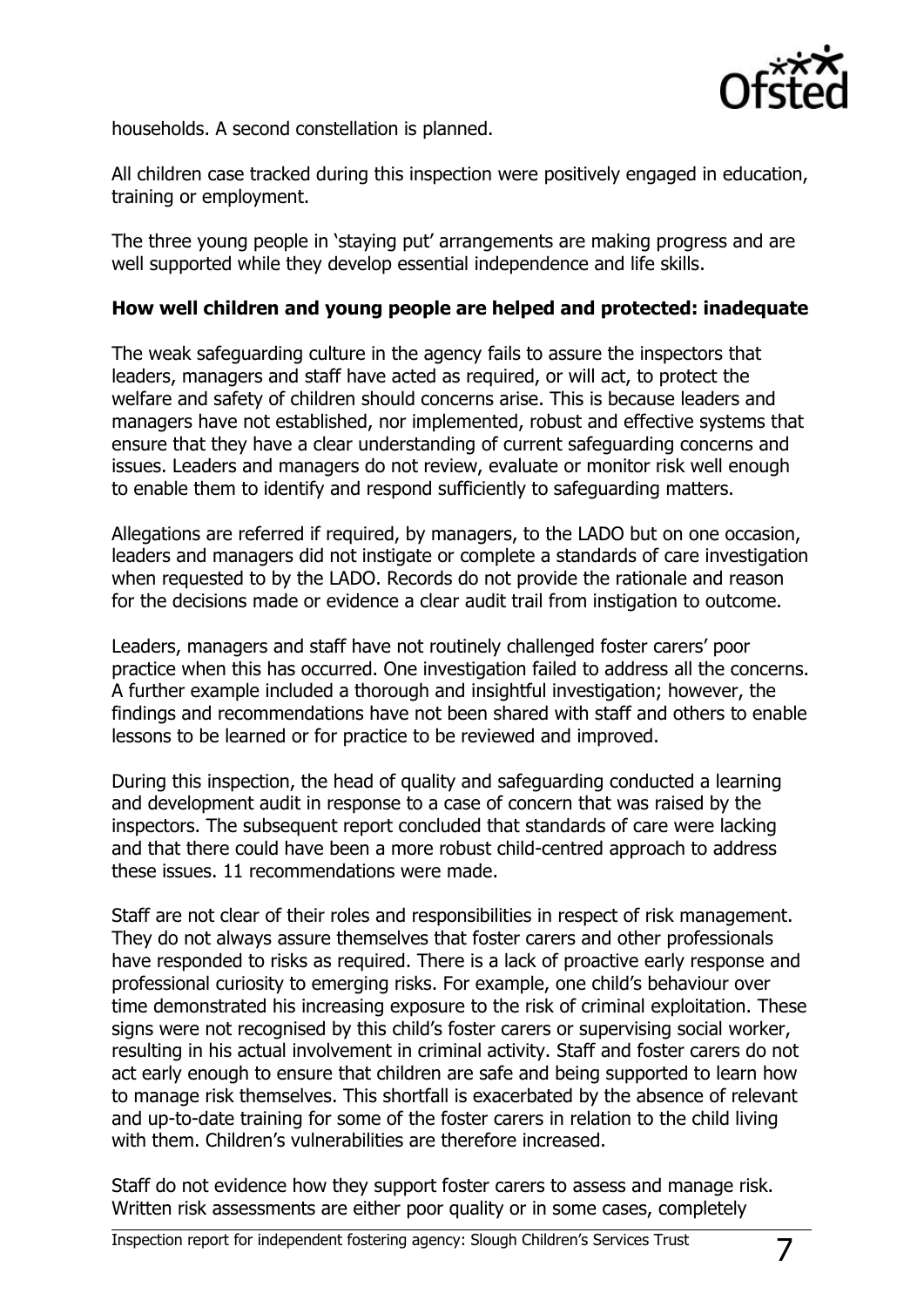households. A second constellation is planned.

All children case tracked during this inspection were positively engaged in education, training or employment.

The three young people in 'staying put' arrangements are making progress and are well supported while they develop essential independence and life skills.

**How well children and young people are helped and protected: inadequate**

The weak safeguarding culture in the agency fails to assure the inspectors that leaders, managers and staff have acted as required, or will act, to protect the welfare and safety of children should concerns arise. This is because leaders and managers have not established, nor implemented, robust and effective systems that ensure that they have a clear understanding of current safeguarding concerns and issues. Leaders and managers do not review, evaluate or monitor risk well enough to enable them to identify and respond sufficiently to safeguarding matters.

Allegations are referred if required, by managers, to the LADO but on one occasion, leaders and managers did not instigate or complete a standards of care investigation when requested to by the LADO. Records do not provide the rationale and reason for the decisions made or evidence a clear audit trail from instigation to outcome.

Leaders, managers and staff have not routinely challenged foster carers' poor practice when this has occurred. One investigation failed to address all the concerns. A further example included a thorough and insightful investigation; however, the findings and recommendations have not been shared with staff and others to enable lessons to be learned or for practice to be reviewed and improved.

During this inspection, the head of quality and safeguarding conducted a learning and development audit in response to a case of concern that was raised by the inspectors. The subsequent report concluded that standards of care were lacking and that there could have been a more robust child-centred approach to address these issues. 11 recommendations were made.

Staff are not clear of their roles and responsibilities in respect of risk management. They do not always assure themselves that foster carers and other professionals have responded to risks as required. There is a lack of proactive early response and professional curiosity to emerging risks. For example, one child's behaviour over time demonstrated his increasing exposure to the risk of criminal exploitation. These signs were not recognised by this child's foster carers or supervising social worker, resulting in his actual involvement in criminal activity. Staff and foster carers do not act early enough to ensure that children are safe and being supported to learn how to manage risk themselves. This shortfall is exacerbated by the absence of relevant and up-to-date training for some of the foster carers in relation to the child living with them. Children's vulnerabilities are therefore increased.

Staff do not evidence how they support foster carers to assess and manage risk. Written risk assessments are either poor quality or in some cases, completely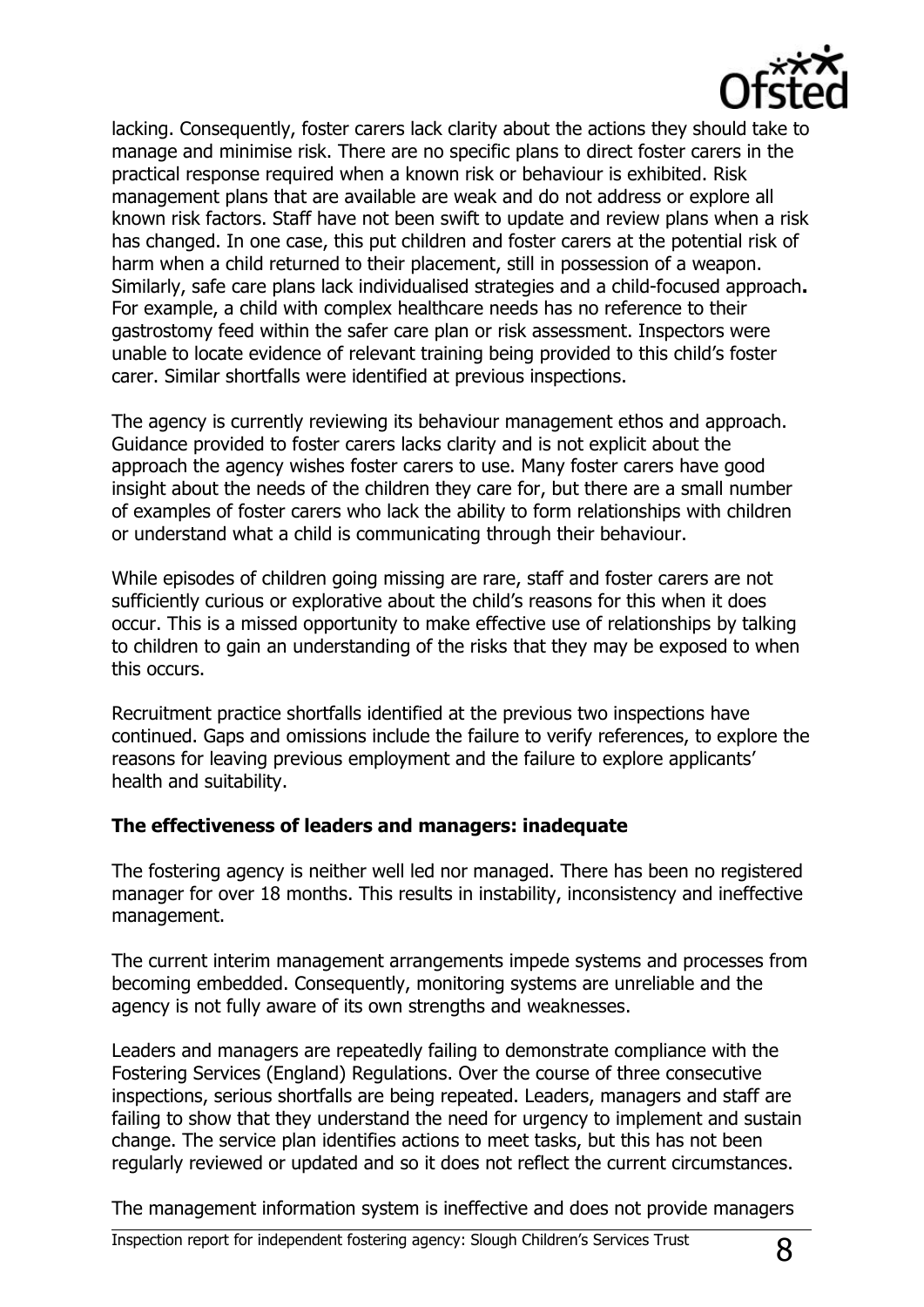lacking. Consequently, foster carers lack clarity about the actions they should take to manage and minimise risk. There are no specific plans to direct foster carers in the practical response required when a known risk or behaviour is exhibited. Risk management plans that are available are weak and do not address or explore all known risk factors. Staff have not been swift to update and review plans when a risk has changed. In one case, this put children and foster carers at the potential risk of harm when a child returned to their placement, still in possession of a weapon. Similarly, safe care plans lack individualised strategies and a child-focused approach**.** For example, a child with complex healthcare needs has no reference to their gastrostomy feed within the safer care plan or risk assessment. Inspectors were unable to locate evidence of relevant training being provided to this child's foster carer. Similar shortfalls were identified at previous inspections.

The agency is currently reviewing its behaviour management ethos and approach. Guidance provided to foster carers lacks clarity and is not explicit about the approach the agency wishes foster carers to use. Many foster carers have good insight about the needs of the children they care for, but there are a small number of examples of foster carers who lack the ability to form relationships with children or understand what a child is communicating through their behaviour.

While episodes of children going missing are rare, staff and foster carers are not sufficiently curious or explorative about the child's reasons for this when it does occur. This is a missed opportunity to make effective use of relationships by talking to children to gain an understanding of the risks that they may be exposed to when this occurs.

Recruitment practice shortfalls identified at the previous two inspections have continued. Gaps and omissions include the failure to verify references, to explore the reasons for leaving previous employment and the failure to explore applicants' health and suitability.

**The effectiveness of leaders and managers: inadequate**

The fostering agency is neither well led nor managed. There has been no registered manager for over 18 months. This results in instability, inconsistency and ineffective management.

The current interim management arrangements impede systems and processes from becoming embedded. Consequently, monitoring systems are unreliable and the agency is not fully aware of its own strengths and weaknesses.

Leaders and managers are repeatedly failing to demonstrate compliance with the Fostering Services (England) Regulations. Over the course of three consecutive inspections, serious shortfalls are being repeated. Leaders, managers and staff are failing to show that they understand the need for urgency to implement and sustain change. The service plan identifies actions to meet tasks, but this has not been regularly reviewed or updated and so it does not reflect the current circumstances.

The management information system is ineffective and does not provide managers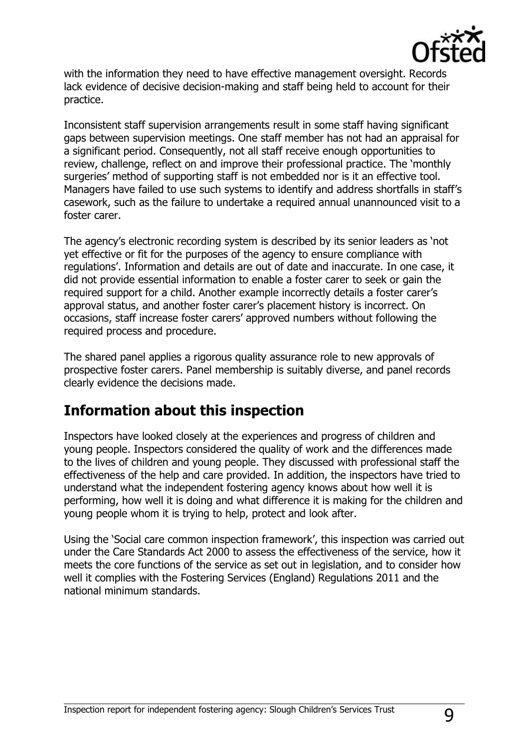with the information they need to have effective management oversight. Records lack evidence of decisive decision-making and staff being held to account for their practice.

Inconsistent staff supervision arrangements result in some staff having significant gaps between supervision meetings. One staff member has not had an appraisal for a significant period. Consequently, not all staff receive enough opportunities to review, challenge, reflect on and improve their professional practice. The 'monthly surgeries' method of supporting staff is not embedded nor is it an effective tool. Managers have failed to use such systems to identify and address shortfalls in staff's casework, such as the failure to undertake a required annual unannounced visit to a foster carer.

The agency's electronic recording system is described by its senior leaders as 'not yet effective or fit for the purposes of the agency to ensure compliance with regulations'. Information and details are out of date and inaccurate. In one case, it did not provide essential information to enable a foster carer to seek or gain the required support for a child. Another example incorrectly details a foster carer's approval status, and another foster carer's placement history is incorrect. On occasions, staff increase foster carers' approved numbers without following the required process and procedure.

The shared panel applies a rigorous quality assurance role to new approvals of prospective foster carers. Panel membership is suitably diverse, and panel records clearly evidence the decisions made.

## Information about this inspection

Inspectors have looked closely at the experiences and progress of children and young people. Inspectors considered the quality of work and the differences made to the lives of children and young people. They discussed with professional staff the effectiveness of the help and care provided. In addition, the inspectors have tried to understand what the independent fostering agency knows about how well it is performing, how well it is doing and what difference it is making for the children and young people whom it is trying to help, protect and look after.

Using the 'Social care common inspection framework', this inspection was carried out under the Care Standards Act 2000 to assess the effectiveness of the service, how it meets the core functions of the service as set out in legislation, and to consider how well it complies with the Fostering Services (England) Regulations 2011 and the national minimum standards.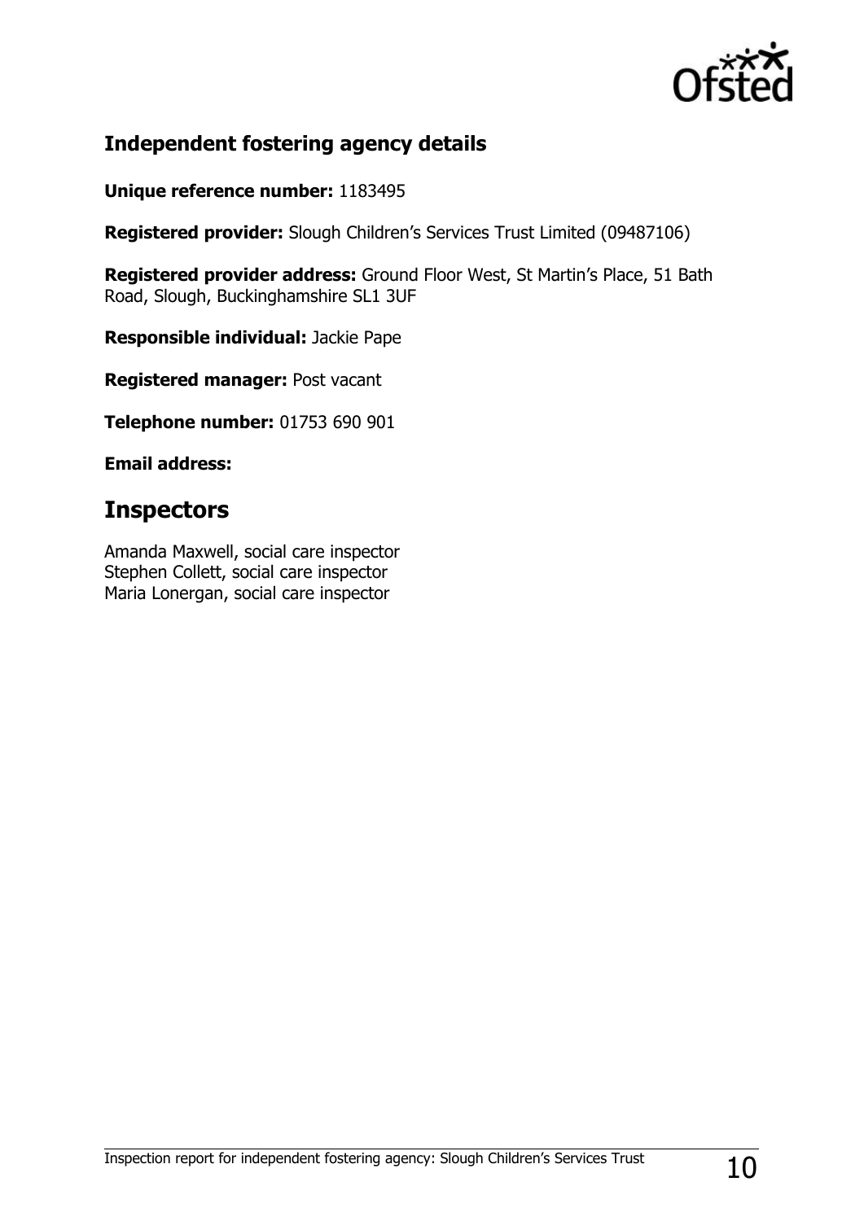## Independent fostering agency details

**Unique reference number:** 1183495

**Registered provider:** Slough Children's Services Trust Limited (09487106)

**Registered provider address:** Ground Floor West, St Martin's Place, 51 Bath Road, Slough, Buckinghamshire SL1 3UF

**Responsible individual:** Jackie Pape

**Registered manager:** Post vacant

**Telephone number:** 01753 690 901

**Email address:**

# Inspectors

Amanda Maxwell, social care inspector
Stephen Collett, social care inspector
Maria Lonergan, social care inspector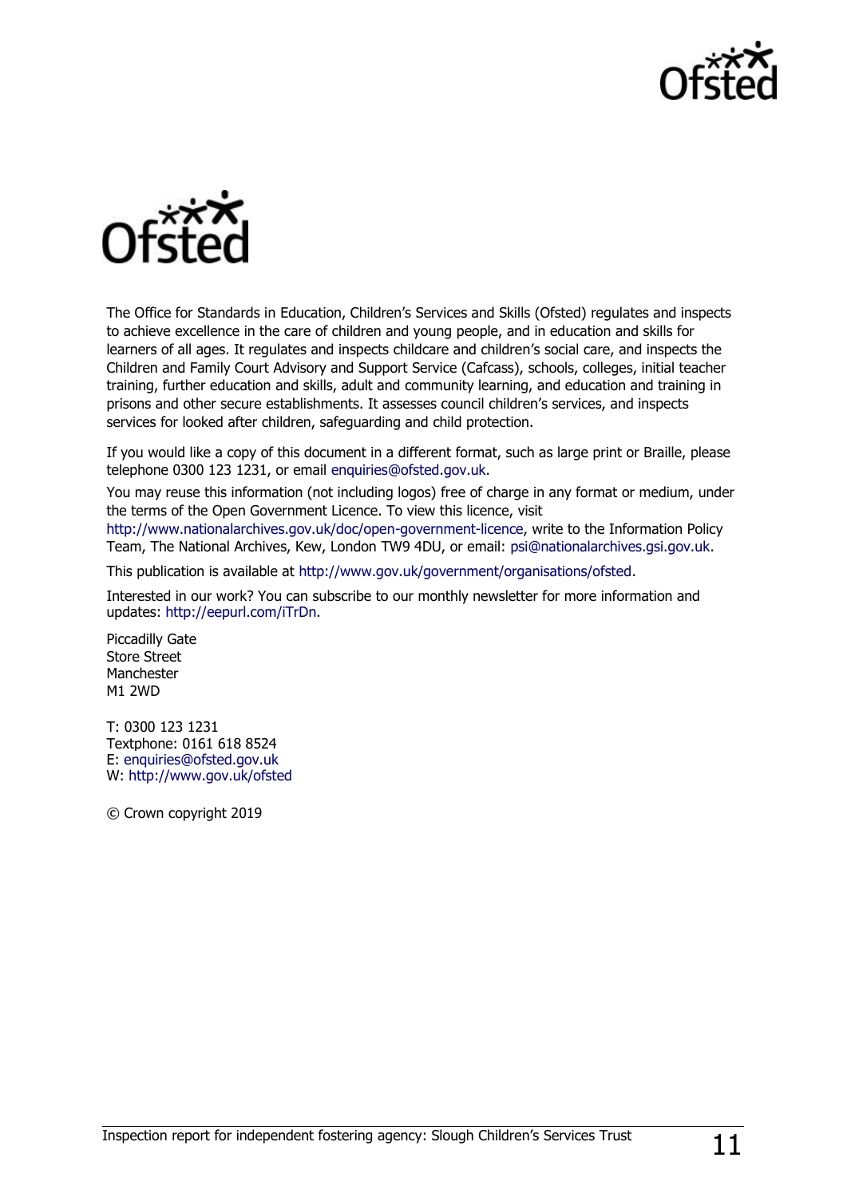The Office for Standards in Education, Children's Services and Skills (Ofsted) regulates and inspects to achieve excellence in the care of children and young people, and in education and skills for learners of all ages. It regulates and inspects childcare and children's social care, and inspects the Children and Family Court Advisory and Support Service (Cafcass), schools, colleges, initial teacher training, further education and skills, adult and community learning, and education and training in prisons and other secure establishments. It assesses council children's services, and inspects services for looked after children, safeguarding and child protection.

If you would like a copy of this document in a different format, such as large print or Braille, please telephone 0300 123 1231, or email enquiries@ofsted.gov.uk.

You may reuse this information (not including logos) free of charge in any format or medium, under the terms of the Open Government Licence. To view this licence, visit http://www.nationalarchives.gov.uk/doc/open-government-licence, write to the Information Policy Team, The National Archives, Kew, London TW9 4DU, or email: psi@nationalarchives.gsi.gov.uk.

This publication is available at http://www.gov.uk/government/organisations/ofsted.

Interested in our work? You can subscribe to our monthly newsletter for more information and updates: http://eepurl.com/iTrDn.

Piccadilly Gate  
Store Street  
Manchester  
M1 2WD

T: 0300 123 1231  
Textphone: 0161 618 8524  
E: enquiries@ofsted.gov.uk  
W: http://www.gov.uk/ofsted

© Crown copyright 2019